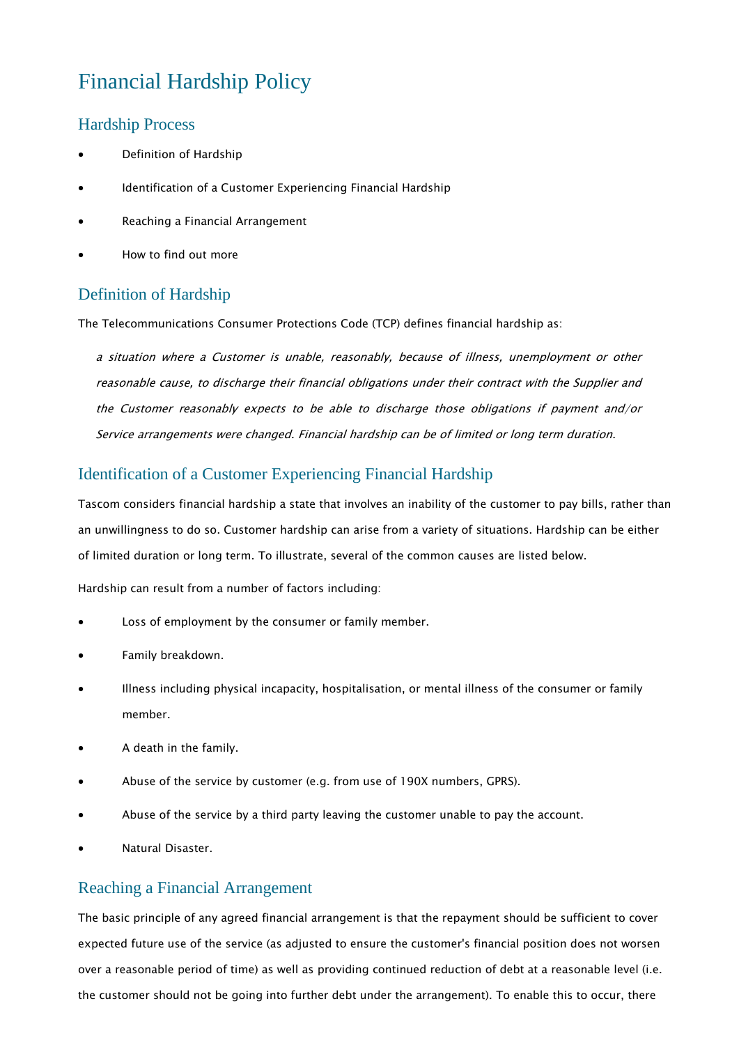# Financial Hardship Policy

## Hardship Process

- Definition of Hardship
- Identification of a Customer Experiencing Financial Hardship
- Reaching a Financial Arrangement
- How to find out more

## Definition of Hardship

The Telecommunications Consumer Protections Code (TCP) defines financial hardship as:

> *a situation where a Customer is unable, reasonably, because of illness, unemployment or other reasonable cause, to discharge their financial obligations under their contract with the Supplier and the Customer reasonably expects to be able to discharge those obligations if payment and/or Service arrangements were changed. Financial hardship can be of limited or long term duration.*

## Identification of a Customer Experiencing Financial Hardship

Tascom considers financial hardship a state that involves an inability of the customer to pay bills, rather than an unwillingness to do so. Customer hardship can arise from a variety of situations. Hardship can be either of limited duration or long term. To illustrate, several of the common causes are listed below.

Hardship can result from a number of factors including:

- Loss of employment by the consumer or family member.
- Family breakdown.
- Illness including physical incapacity, hospitalisation, or mental illness of the consumer or family member.
- A death in the family.
- Abuse of the service by customer (e.g. from use of 190X numbers, GPRS).
- Abuse of the service by a third party leaving the customer unable to pay the account.
- Natural Disaster.

## Reaching a Financial Arrangement

The basic principle of any agreed financial arrangement is that the repayment should be sufficient to cover expected future use of the service (as adjusted to ensure the customer's financial position does not worsen over a reasonable period of time) as well as providing continued reduction of debt at a reasonable level (i.e. the customer should not be going into further debt under the arrangement). To enable this to occur, there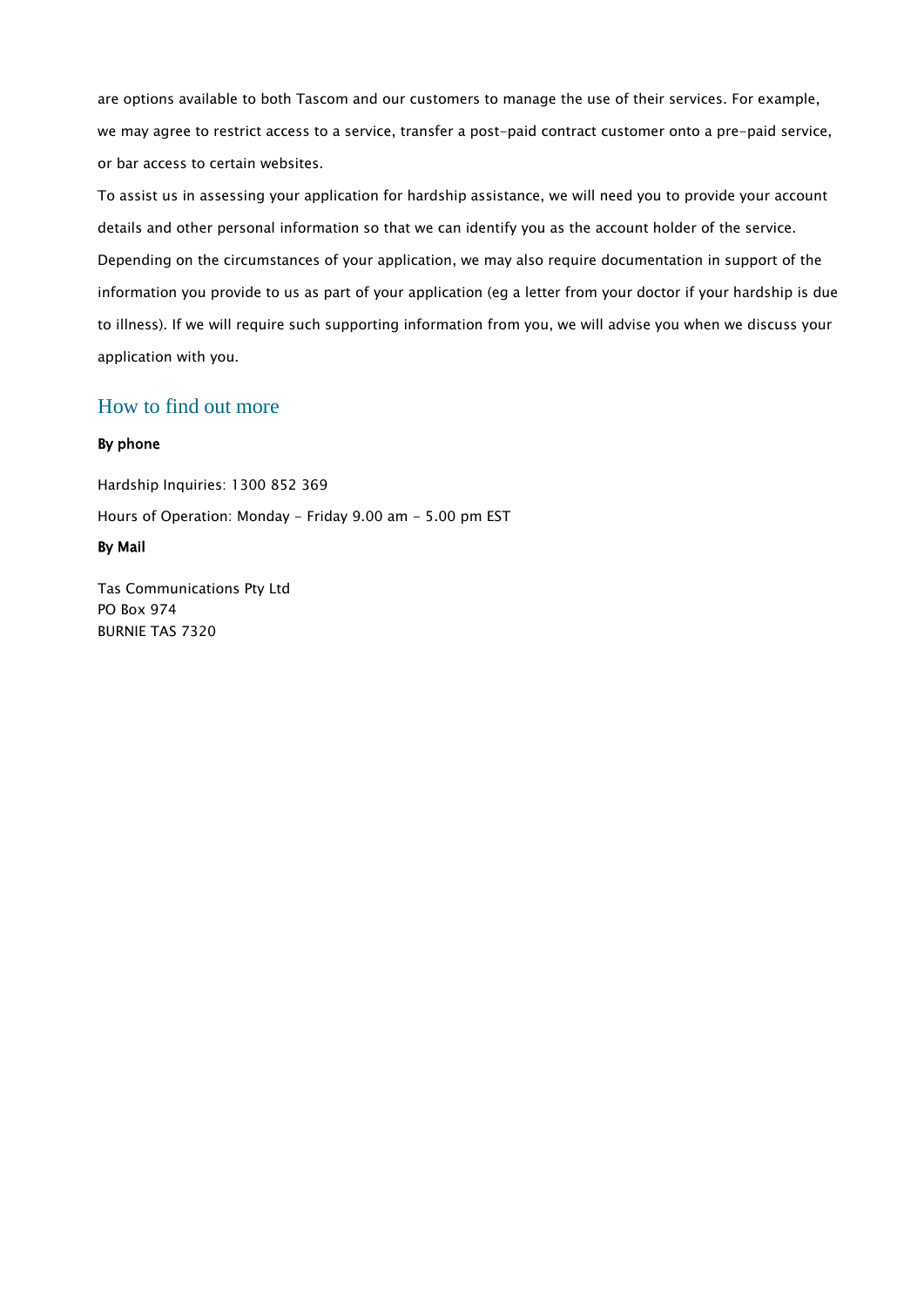are options available to both Tascom and our customers to manage the use of their services. For example, we may agree to restrict access to a service, transfer a post-paid contract customer onto a pre-paid service, or bar access to certain websites.

To assist us in assessing your application for hardship assistance, we will need you to provide your account details and other personal information so that we can identify you as the account holder of the service. Depending on the circumstances of your application, we may also require documentation in support of the information you provide to us as part of your application (eg a letter from your doctor if your hardship is due to illness). If we will require such supporting information from you, we will advise you when we discuss your application with you.

## How to find out more

**By phone**

Hardship Inquiries: 1300 852 369

Hours of Operation: Monday - Friday 9.00 am - 5.00 pm EST

**By Mail**

Tas Communications Pty Ltd
PO Box 974
BURNIE TAS 7320